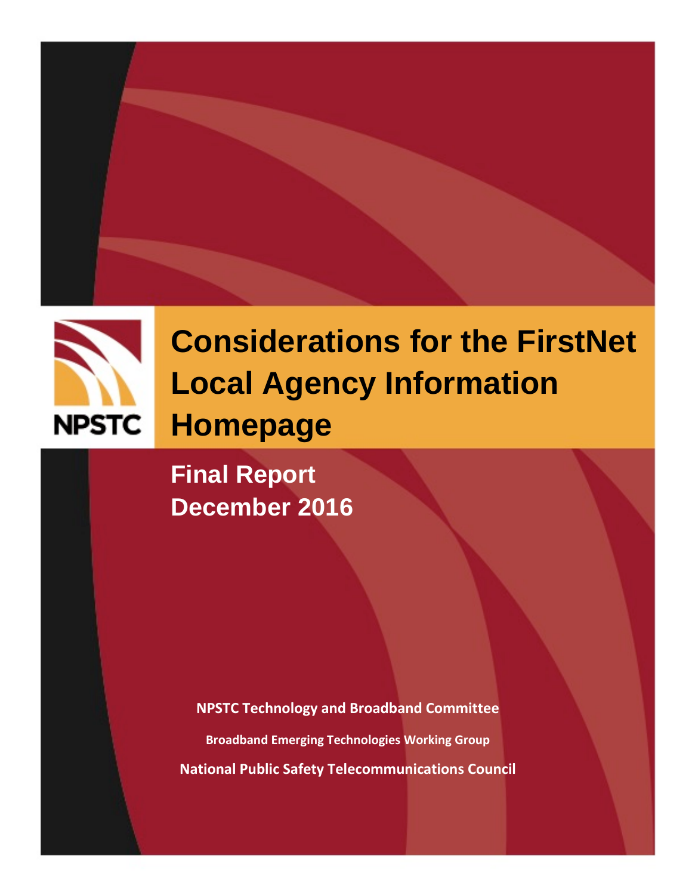NPSTC

# Considerations for the FirstNet Local Agency Information Homepage

## Final Report
## December 2016

**NPSTC Technology and Broadband Committee**

**Broadband Emerging Technologies Working Group**

**National Public Safety Telecommunications Council**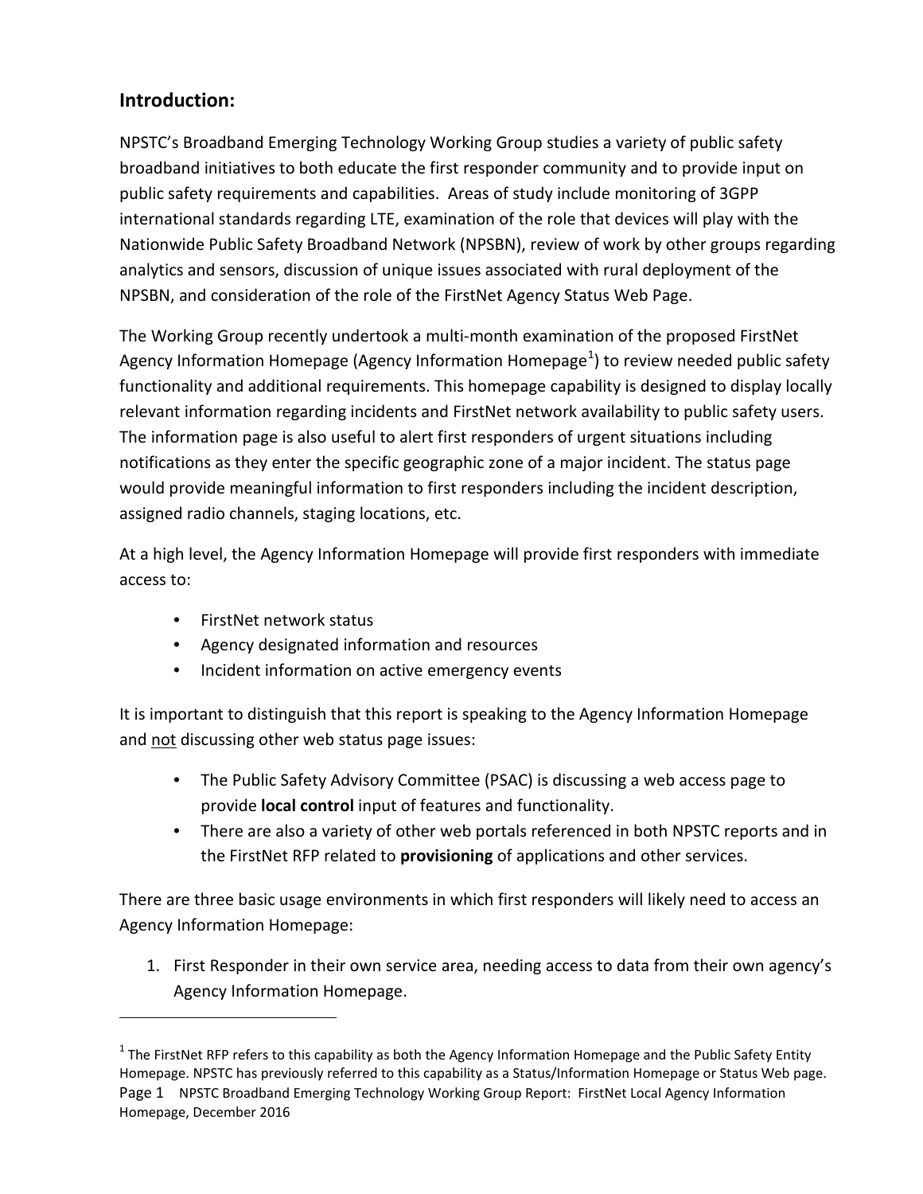## Introduction:

NPSTC's Broadband Emerging Technology Working Group studies a variety of public safety broadband initiatives to both educate the first responder community and to provide input on public safety requirements and capabilities. Areas of study include monitoring of 3GPP international standards regarding LTE, examination of the role that devices will play with the Nationwide Public Safety Broadband Network (NPSBN), review of work by other groups regarding analytics and sensors, discussion of unique issues associated with rural deployment of the NPSBN, and consideration of the role of the FirstNet Agency Status Web Page.

The Working Group recently undertook a multi-month examination of the proposed FirstNet Agency Information Homepage (Agency Information Homepage[1]) to review needed public safety functionality and additional requirements. This homepage capability is designed to display locally relevant information regarding incidents and FirstNet network availability to public safety users. The information page is also useful to alert first responders of urgent situations including notifications as they enter the specific geographic zone of a major incident. The status page would provide meaningful information to first responders including the incident description, assigned radio channels, staging locations, etc.

At a high level, the Agency Information Homepage will provide first responders with immediate access to:

- FirstNet network status
- Agency designated information and resources
- Incident information on active emergency events

It is important to distinguish that this report is speaking to the Agency Information Homepage and not discussing other web status page issues:

- The Public Safety Advisory Committee (PSAC) is discussing a web access page to provide **local control** input of features and functionality.
- There are also a variety of other web portals referenced in both NPSTC reports and in the FirstNet RFP related to **provisioning** of applications and other services.

There are three basic usage environments in which first responders will likely need to access an Agency Information Homepage:

1. First Responder in their own service area, needing access to data from their own agency's Agency Information Homepage.

[1] The FirstNet RFP refers to this capability as both the Agency Information Homepage and the Public Safety Entity Homepage. NPSTC has previously referred to this capability as a Status/Information Homepage or Status Web page.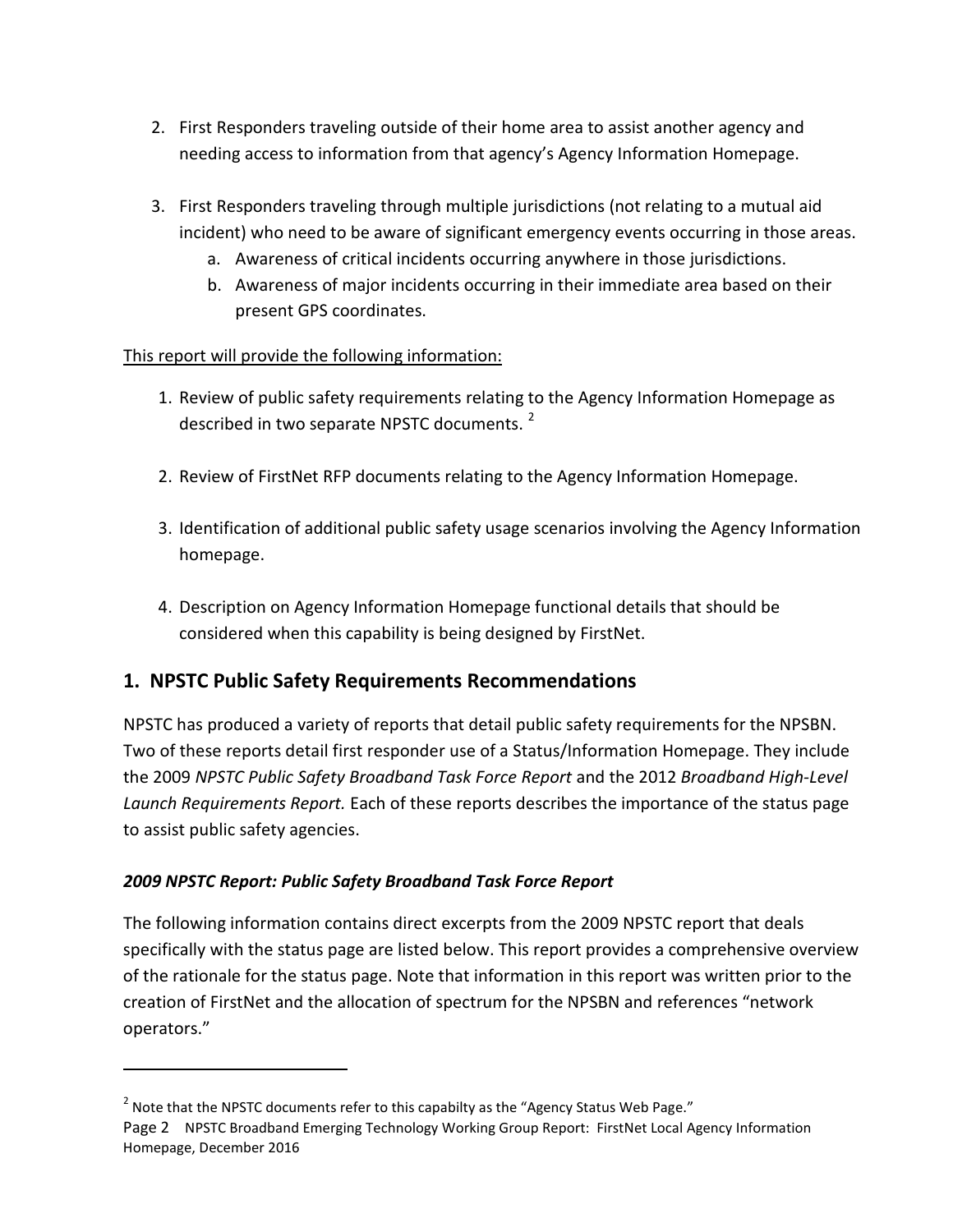2. First Responders traveling outside of their home area to assist another agency and needing access to information from that agency's Agency Information Homepage.

3. First Responders traveling through multiple jurisdictions (not relating to a mutual aid incident) who need to be aware of significant emergency events occurring in those areas.
   a. Awareness of critical incidents occurring anywhere in those jurisdictions.
   b. Awareness of major incidents occurring in their immediate area based on their present GPS coordinates.

<u>This report will provide the following information:</u>

1. Review of public safety requirements relating to the Agency Information Homepage as described in two separate NPSTC documents. [2]

2. Review of FirstNet RFP documents relating to the Agency Information Homepage.

3. Identification of additional public safety usage scenarios involving the Agency Information homepage.

4. Description on Agency Information Homepage functional details that should be considered when this capability is being designed by FirstNet.

## 1. NPSTC Public Safety Requirements Recommendations

NPSTC has produced a variety of reports that detail public safety requirements for the NPSBN. Two of these reports detail first responder use of a Status/Information Homepage. They include the 2009 *NPSTC Public Safety Broadband Task Force Report* and the 2012 *Broadband High-Level Launch Requirements Report.* Each of these reports describes the importance of the status page to assist public safety agencies.

### *2009 NPSTC Report: Public Safety Broadband Task Force Report*

The following information contains direct excerpts from the 2009 NPSTC report that deals specifically with the status page are listed below. This report provides a comprehensive overview of the rationale for the status page. Note that information in this report was written prior to the creation of FirstNet and the allocation of spectrum for the NPSBN and references "network operators."

[2] Note that the NPSTC documents refer to this capabilty as the "Agency Status Web Page."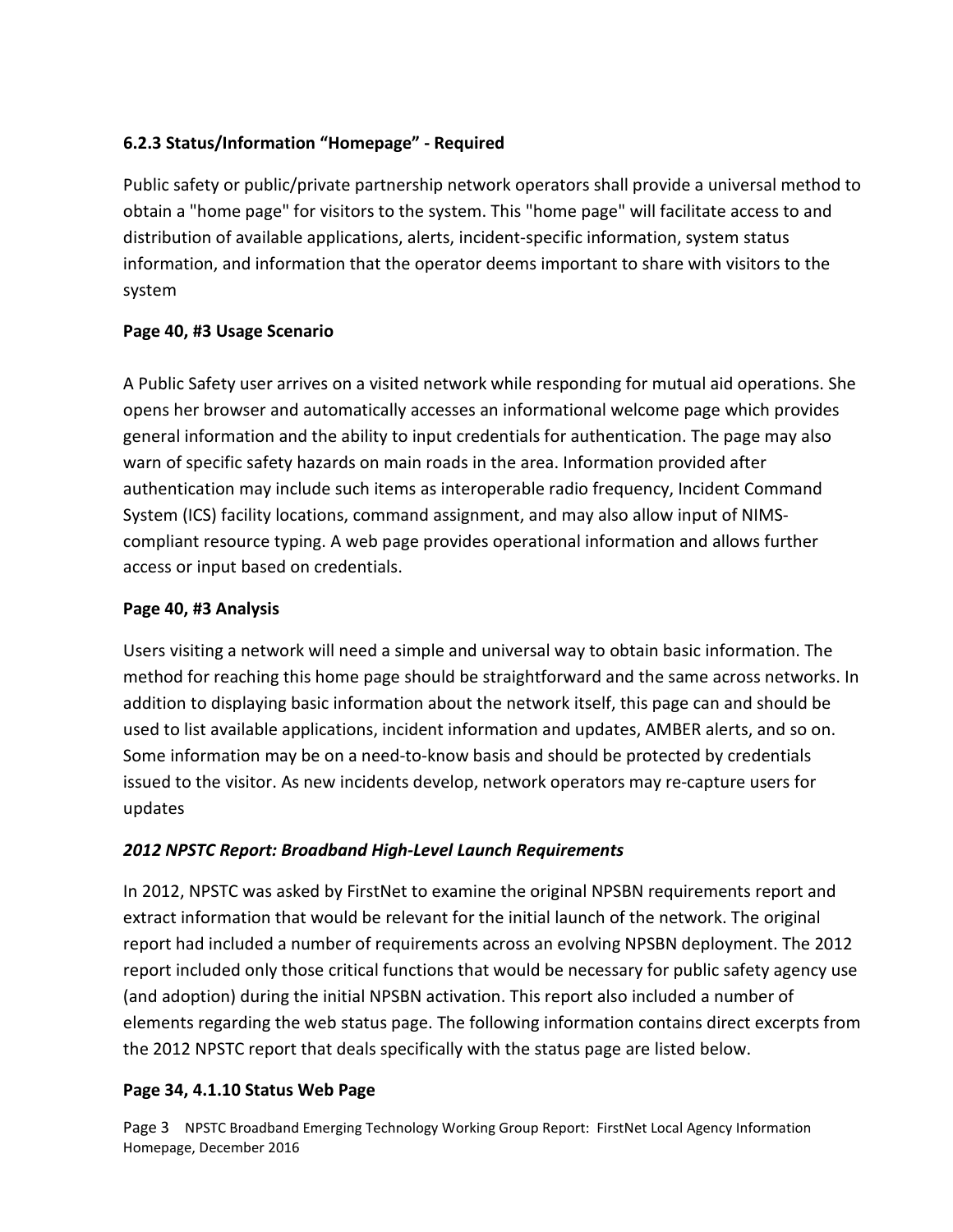### 6.2.3 Status/Information "Homepage" - Required

Public safety or public/private partnership network operators shall provide a universal method to obtain a "home page" for visitors to the system. This "home page" will facilitate access to and distribution of available applications, alerts, incident-specific information, system status information, and information that the operator deems important to share with visitors to the system

**Page 40, #3 Usage Scenario**

A Public Safety user arrives on a visited network while responding for mutual aid operations. She opens her browser and automatically accesses an informational welcome page which provides general information and the ability to input credentials for authentication. The page may also warn of specific safety hazards on main roads in the area. Information provided after authentication may include such items as interoperable radio frequency, Incident Command System (ICS) facility locations, command assignment, and may also allow input of NIMS-compliant resource typing. A web page provides operational information and allows further access or input based on credentials.

**Page 40, #3 Analysis**

Users visiting a network will need a simple and universal way to obtain basic information. The method for reaching this home page should be straightforward and the same across networks. In addition to displaying basic information about the network itself, this page can and should be used to list available applications, incident information and updates, AMBER alerts, and so on. Some information may be on a need-to-know basis and should be protected by credentials issued to the visitor. As new incidents develop, network operators may re-capture users for updates

***2012 NPSTC Report: Broadband High-Level Launch Requirements***

In 2012, NPSTC was asked by FirstNet to examine the original NPSBN requirements report and extract information that would be relevant for the initial launch of the network. The original report had included a number of requirements across an evolving NPSBN deployment. The 2012 report included only those critical functions that would be necessary for public safety agency use (and adoption) during the initial NPSBN activation. This report also included a number of elements regarding the web status page. The following information contains direct excerpts from the 2012 NPSTC report that deals specifically with the status page are listed below.

**Page 34, 4.1.10 Status Web Page**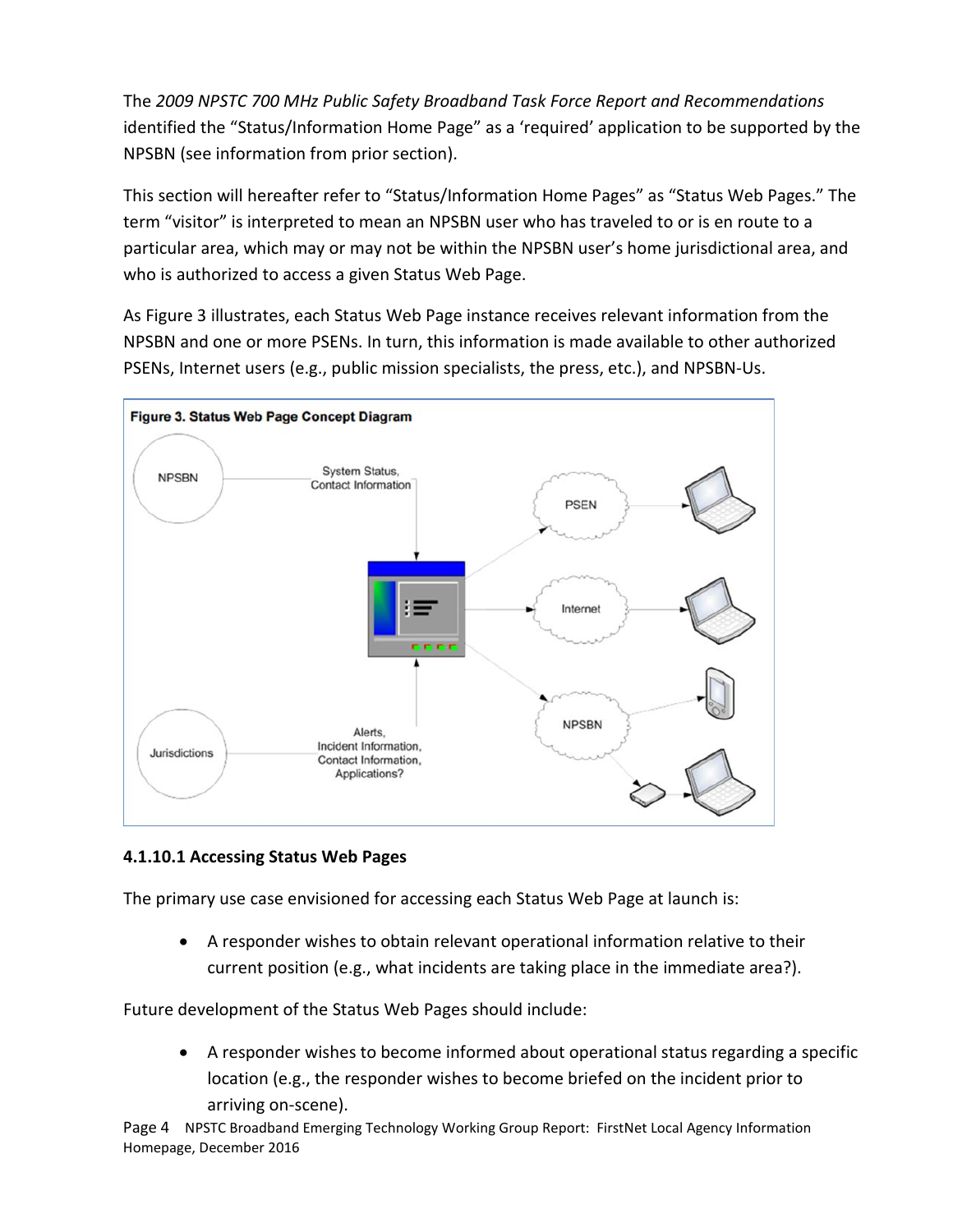The *2009 NPSTC 700 MHz Public Safety Broadband Task Force Report and Recommendations* identified the "Status/Information Home Page" as a 'required' application to be supported by the NPSBN (see information from prior section).

This section will hereafter refer to "Status/Information Home Pages" as "Status Web Pages." The term "visitor" is interpreted to mean an NPSBN user who has traveled to or is en route to a particular area, which may or may not be within the NPSBN user's home jurisdictional area, and who is authorized to access a given Status Web Page.

As Figure 3 illustrates, each Status Web Page instance receives relevant information from the NPSBN and one or more PSENs. In turn, this information is made available to other authorized PSENs, Internet users (e.g., public mission specialists, the press, etc.), and NPSBN-Us.

**Figure 3. Status Web Page Concept Diagram**

#### 4.1.10.1 Accessing Status Web Pages

The primary use case envisioned for accessing each Status Web Page at launch is:

- A responder wishes to obtain relevant operational information relative to their current position (e.g., what incidents are taking place in the immediate area?).

Future development of the Status Web Pages should include:

- A responder wishes to become informed about operational status regarding a specific location (e.g., the responder wishes to become briefed on the incident prior to arriving on-scene).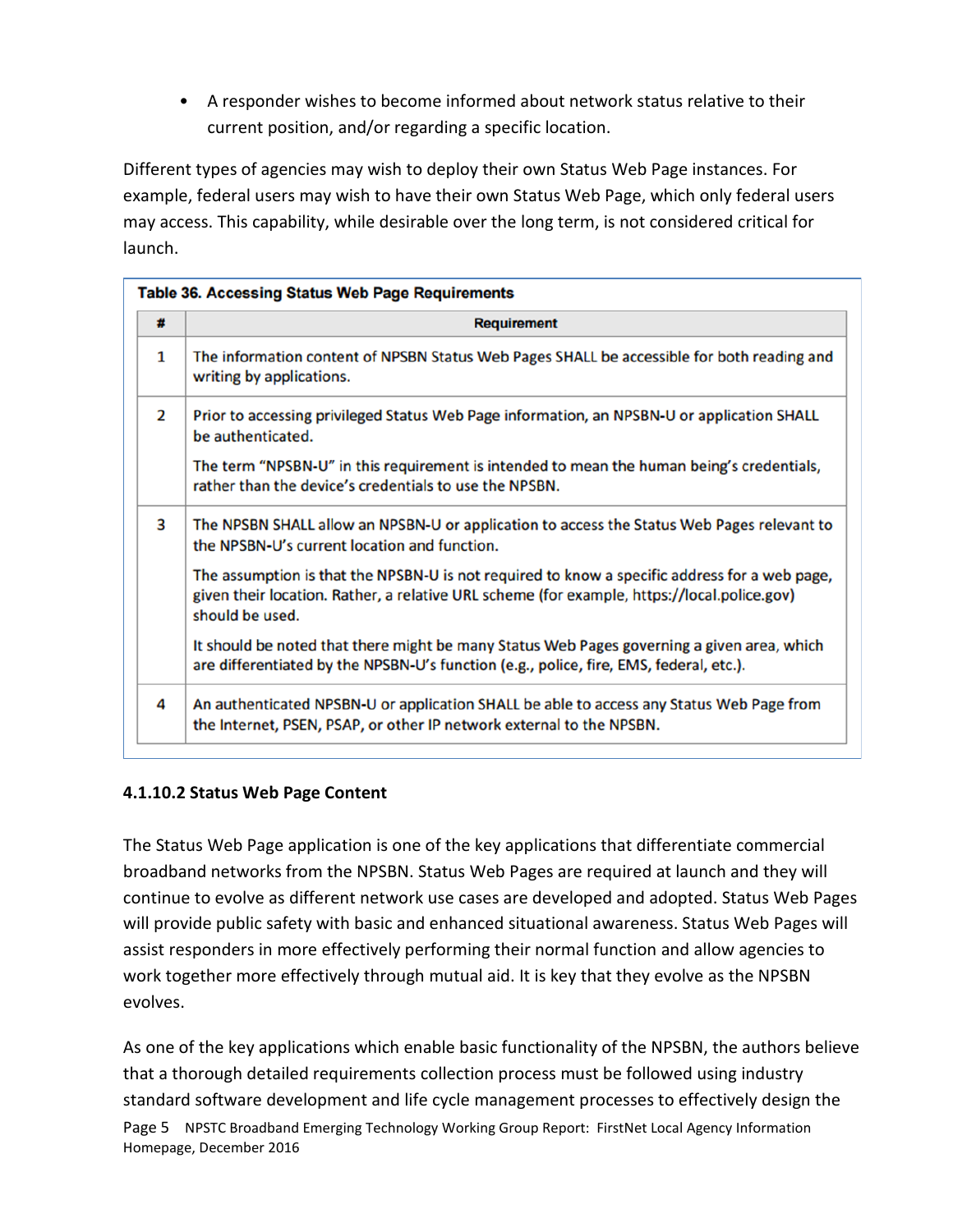- A responder wishes to become informed about network status relative to their current position, and/or regarding a specific location.

Different types of agencies may wish to deploy their own Status Web Page instances. For example, federal users may wish to have their own Status Web Page, which only federal users may access. This capability, while desirable over the long term, is not considered critical for launch.

**Table 36. Accessing Status Web Page Requirements**

| # | Requirement |
|---|---|
| 1 | The information content of NPSBN Status Web Pages SHALL be accessible for both reading and writing by applications. |
| 2 | Prior to accessing privileged Status Web Page information, an NPSBN-U or application SHALL be authenticated.<br><br>The term "NPSBN-U" in this requirement is intended to mean the human being's credentials, rather than the device's credentials to use the NPSBN. |
| 3 | The NPSBN SHALL allow an NPSBN-U or application to access the Status Web Pages relevant to the NPSBN-U's current location and function.<br><br>The assumption is that the NPSBN-U is not required to know a specific address for a web page, given their location. Rather, a relative URL scheme (for example, https://local.police.gov) should be used.<br><br>It should be noted that there might be many Status Web Pages governing a given area, which are differentiated by the NPSBN-U's function (e.g., police, fire, EMS, federal, etc.). |
| 4 | An authenticated NPSBN-U or application SHALL be able to access any Status Web Page from the Internet, PSEN, PSAP, or other IP network external to the NPSBN. |

#### 4.1.10.2 Status Web Page Content

The Status Web Page application is one of the key applications that differentiate commercial broadband networks from the NPSBN. Status Web Pages are required at launch and they will continue to evolve as different network use cases are developed and adopted. Status Web Pages will provide public safety with basic and enhanced situational awareness. Status Web Pages will assist responders in more effectively performing their normal function and allow agencies to work together more effectively through mutual aid. It is key that they evolve as the NPSBN evolves.

As one of the key applications which enable basic functionality of the NPSBN, the authors believe that a thorough detailed requirements collection process must be followed using industry standard software development and life cycle management processes to effectively design the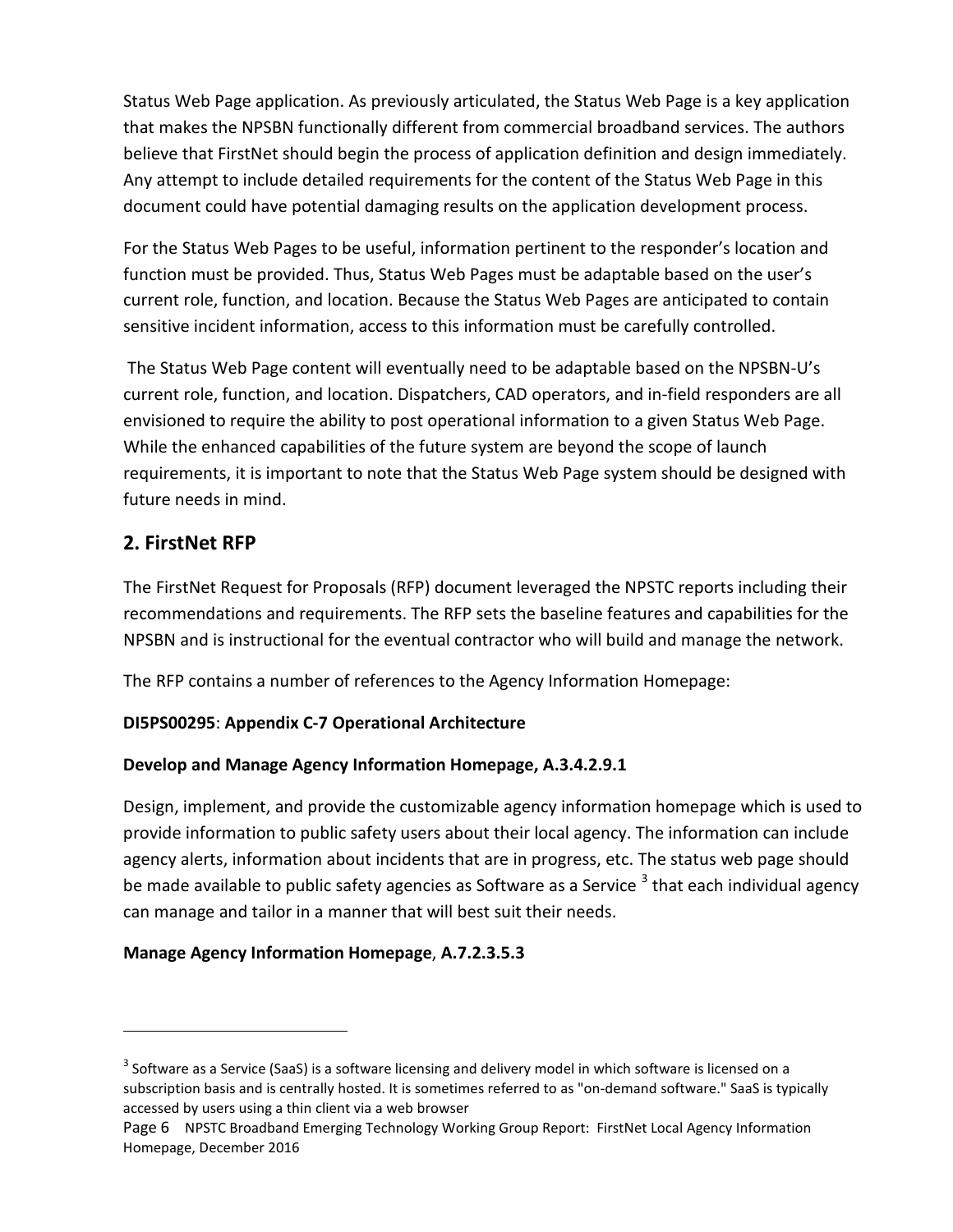Status Web Page application. As previously articulated, the Status Web Page is a key application that makes the NPSBN functionally different from commercial broadband services. The authors believe that FirstNet should begin the process of application definition and design immediately. Any attempt to include detailed requirements for the content of the Status Web Page in this document could have potential damaging results on the application development process.

For the Status Web Pages to be useful, information pertinent to the responder's location and function must be provided. Thus, Status Web Pages must be adaptable based on the user's current role, function, and location. Because the Status Web Pages are anticipated to contain sensitive incident information, access to this information must be carefully controlled.

The Status Web Page content will eventually need to be adaptable based on the NPSBN-U's current role, function, and location. Dispatchers, CAD operators, and in-field responders are all envisioned to require the ability to post operational information to a given Status Web Page. While the enhanced capabilities of the future system are beyond the scope of launch requirements, it is important to note that the Status Web Page system should be designed with future needs in mind.

## 2. FirstNet RFP

The FirstNet Request for Proposals (RFP) document leveraged the NPSTC reports including their recommendations and requirements. The RFP sets the baseline features and capabilities for the NPSBN and is instructional for the eventual contractor who will build and manage the network.

The RFP contains a number of references to the Agency Information Homepage:

**DI5PS00295**: **Appendix C-7 Operational Architecture**

**Develop and Manage Agency Information Homepage, A.3.4.2.9.1**

Design, implement, and provide the customizable agency information homepage which is used to provide information to public safety users about their local agency. The information can include agency alerts, information about incidents that are in progress, etc. The status web page should be made available to public safety agencies as Software as a Service [3] that each individual agency can manage and tailor in a manner that will best suit their needs.

**Manage Agency Information Homepage**, **A.7.2.3.5.3**

[3] Software as a Service (SaaS) is a software licensing and delivery model in which software is licensed on a subscription basis and is centrally hosted. It is sometimes referred to as "on-demand software." SaaS is typically accessed by users using a thin client via a web browser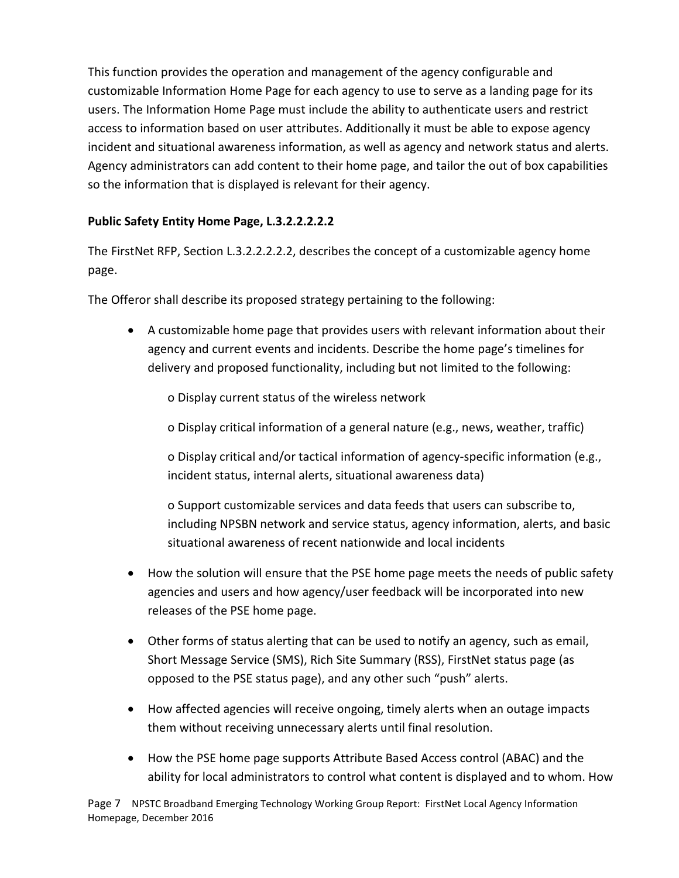This function provides the operation and management of the agency configurable and customizable Information Home Page for each agency to use to serve as a landing page for its users. The Information Home Page must include the ability to authenticate users and restrict access to information based on user attributes. Additionally it must be able to expose agency incident and situational awareness information, as well as agency and network status and alerts. Agency administrators can add content to their home page, and tailor the out of box capabilities so the information that is displayed is relevant for their agency.

**Public Safety Entity Home Page, L.3.2.2.2.2.2**

The FirstNet RFP, Section L.3.2.2.2.2.2, describes the concept of a customizable agency home page.

The Offeror shall describe its proposed strategy pertaining to the following:

- A customizable home page that provides users with relevant information about their agency and current events and incidents. Describe the home page's timelines for delivery and proposed functionality, including but not limited to the following:
  - Display current status of the wireless network
  - Display critical information of a general nature (e.g., news, weather, traffic)
  - Display critical and/or tactical information of agency-specific information (e.g., incident status, internal alerts, situational awareness data)
  - Support customizable services and data feeds that users can subscribe to, including NPSBN network and service status, agency information, alerts, and basic situational awareness of recent nationwide and local incidents
- How the solution will ensure that the PSE home page meets the needs of public safety agencies and users and how agency/user feedback will be incorporated into new releases of the PSE home page.
- Other forms of status alerting that can be used to notify an agency, such as email, Short Message Service (SMS), Rich Site Summary (RSS), FirstNet status page (as opposed to the PSE status page), and any other such "push" alerts.
- How affected agencies will receive ongoing, timely alerts when an outage impacts them without receiving unnecessary alerts until final resolution.
- How the PSE home page supports Attribute Based Access control (ABAC) and the ability for local administrators to control what content is displayed and to whom. How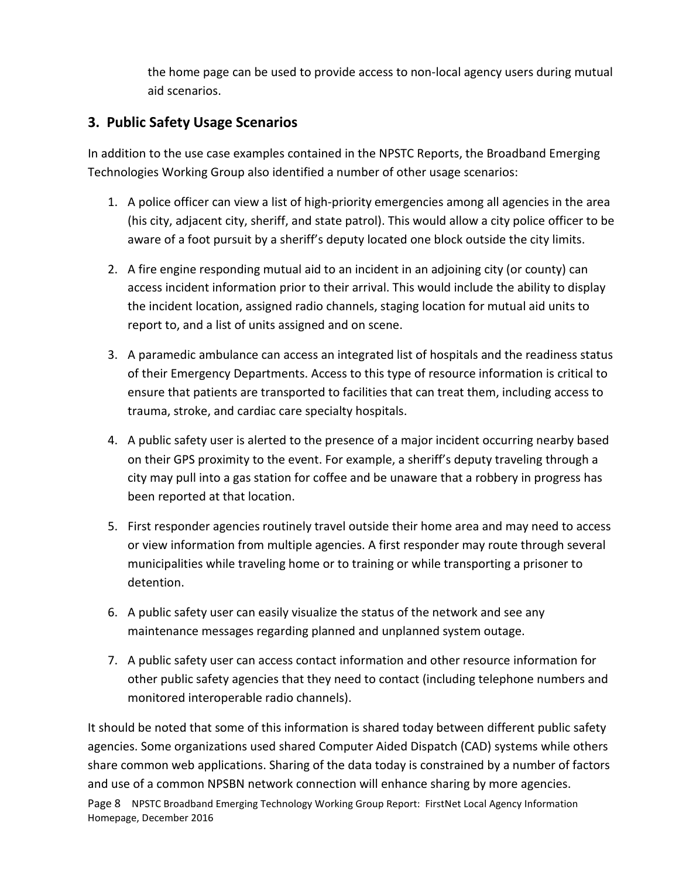the home page can be used to provide access to non-local agency users during mutual aid scenarios.

## 3. Public Safety Usage Scenarios

In addition to the use case examples contained in the NPSTC Reports, the Broadband Emerging Technologies Working Group also identified a number of other usage scenarios:

1. A police officer can view a list of high-priority emergencies among all agencies in the area (his city, adjacent city, sheriff, and state patrol). This would allow a city police officer to be aware of a foot pursuit by a sheriff's deputy located one block outside the city limits.

2. A fire engine responding mutual aid to an incident in an adjoining city (or county) can access incident information prior to their arrival. This would include the ability to display the incident location, assigned radio channels, staging location for mutual aid units to report to, and a list of units assigned and on scene.

3. A paramedic ambulance can access an integrated list of hospitals and the readiness status of their Emergency Departments. Access to this type of resource information is critical to ensure that patients are transported to facilities that can treat them, including access to trauma, stroke, and cardiac care specialty hospitals.

4. A public safety user is alerted to the presence of a major incident occurring nearby based on their GPS proximity to the event. For example, a sheriff's deputy traveling through a city may pull into a gas station for coffee and be unaware that a robbery in progress has been reported at that location.

5. First responder agencies routinely travel outside their home area and may need to access or view information from multiple agencies. A first responder may route through several municipalities while traveling home or to training or while transporting a prisoner to detention.

6. A public safety user can easily visualize the status of the network and see any maintenance messages regarding planned and unplanned system outage.

7. A public safety user can access contact information and other resource information for other public safety agencies that they need to contact (including telephone numbers and monitored interoperable radio channels).

It should be noted that some of this information is shared today between different public safety agencies. Some organizations used shared Computer Aided Dispatch (CAD) systems while others share common web applications. Sharing of the data today is constrained by a number of factors and use of a common NPSBN network connection will enhance sharing by more agencies.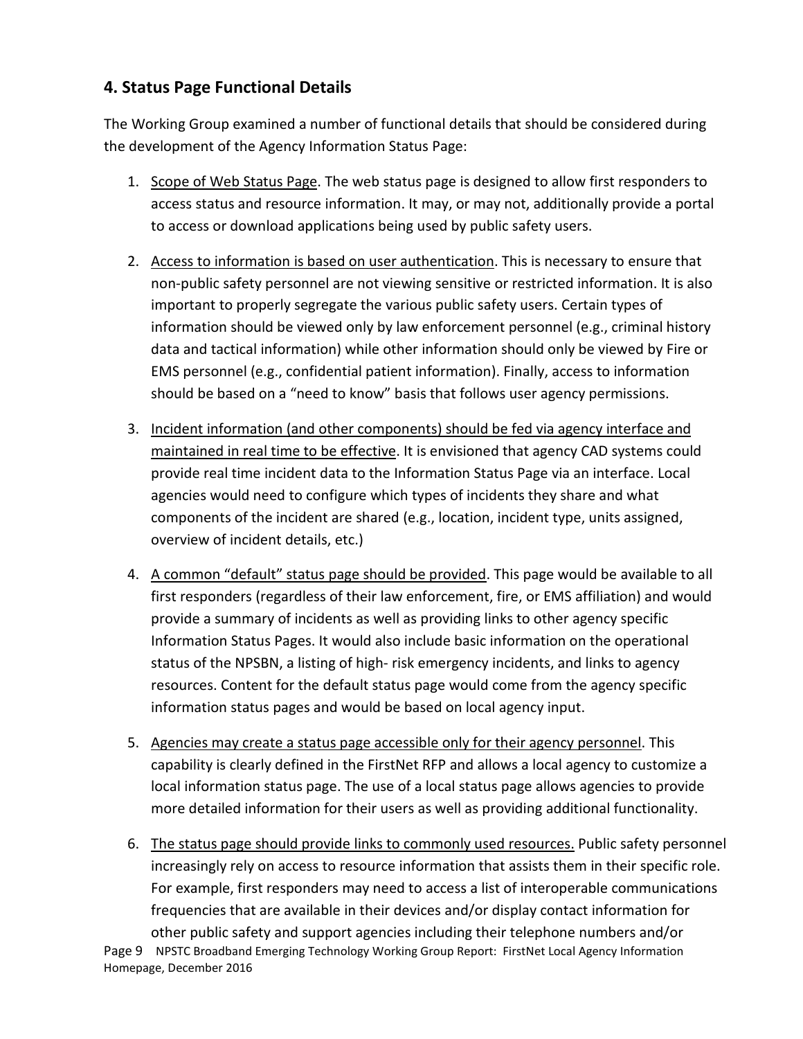## 4. Status Page Functional Details

The Working Group examined a number of functional details that should be considered during the development of the Agency Information Status Page:

1. <u>Scope of Web Status Page</u>. The web status page is designed to allow first responders to access status and resource information. It may, or may not, additionally provide a portal to access or download applications being used by public safety users.

2. <u>Access to information is based on user authentication</u>. This is necessary to ensure that non-public safety personnel are not viewing sensitive or restricted information. It is also important to properly segregate the various public safety users. Certain types of information should be viewed only by law enforcement personnel (e.g., criminal history data and tactical information) while other information should only be viewed by Fire or EMS personnel (e.g., confidential patient information). Finally, access to information should be based on a "need to know" basis that follows user agency permissions.

3. <u>Incident information (and other components) should be fed via agency interface and maintained in real time to be effective</u>. It is envisioned that agency CAD systems could provide real time incident data to the Information Status Page via an interface. Local agencies would need to configure which types of incidents they share and what components of the incident are shared (e.g., location, incident type, units assigned, overview of incident details, etc.)

4. <u>A common "default" status page should be provided</u>. This page would be available to all first responders (regardless of their law enforcement, fire, or EMS affiliation) and would provide a summary of incidents as well as providing links to other agency specific Information Status Pages. It would also include basic information on the operational status of the NPSBN, a listing of high- risk emergency incidents, and links to agency resources. Content for the default status page would come from the agency specific information status pages and would be based on local agency input.

5. <u>Agencies may create a status page accessible only for their agency personnel</u>. This capability is clearly defined in the FirstNet RFP and allows a local agency to customize a local information status page. The use of a local status page allows agencies to provide more detailed information for their users as well as providing additional functionality.

6. <u>The status page should provide links to commonly used resources.</u> Public safety personnel increasingly rely on access to resource information that assists them in their specific role. For example, first responders may need to access a list of interoperable communications frequencies that are available in their devices and/or display contact information for other public safety and support agencies including their telephone numbers and/or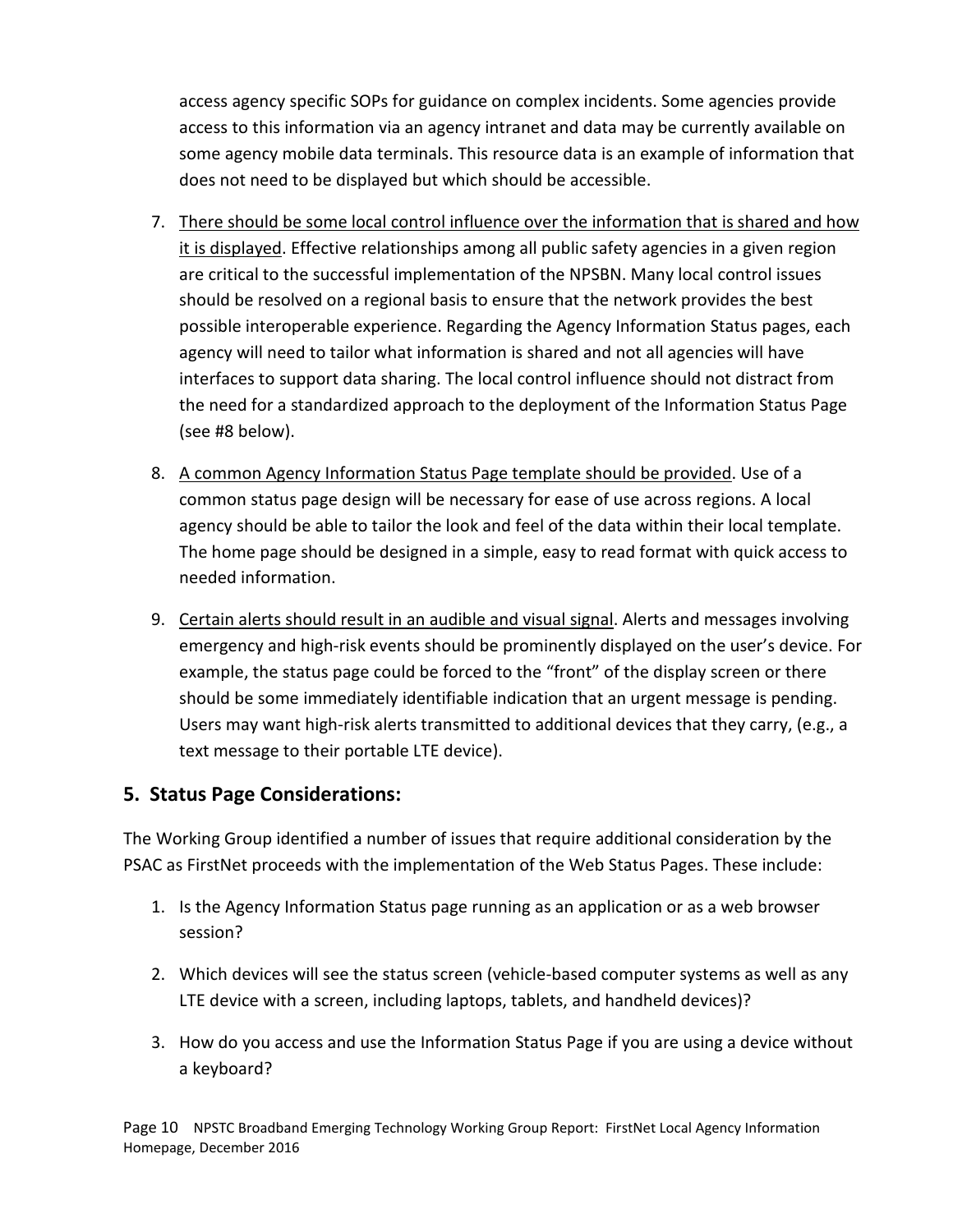access agency specific SOPs for guidance on complex incidents. Some agencies provide access to this information via an agency intranet and data may be currently available on some agency mobile data terminals. This resource data is an example of information that does not need to be displayed but which should be accessible.

7. <u>There should be some local control influence over the information that is shared and how it is displayed</u>. Effective relationships among all public safety agencies in a given region are critical to the successful implementation of the NPSBN. Many local control issues should be resolved on a regional basis to ensure that the network provides the best possible interoperable experience. Regarding the Agency Information Status pages, each agency will need to tailor what information is shared and not all agencies will have interfaces to support data sharing. The local control influence should not distract from the need for a standardized approach to the deployment of the Information Status Page (see #8 below).

8. <u>A common Agency Information Status Page template should be provided</u>. Use of a common status page design will be necessary for ease of use across regions. A local agency should be able to tailor the look and feel of the data within their local template. The home page should be designed in a simple, easy to read format with quick access to needed information.

9. <u>Certain alerts should result in an audible and visual signal</u>. Alerts and messages involving emergency and high-risk events should be prominently displayed on the user's device. For example, the status page could be forced to the "front" of the display screen or there should be some immediately identifiable indication that an urgent message is pending. Users may want high-risk alerts transmitted to additional devices that they carry, (e.g., a text message to their portable LTE device).

## 5. Status Page Considerations:

The Working Group identified a number of issues that require additional consideration by the PSAC as FirstNet proceeds with the implementation of the Web Status Pages. These include:

1. Is the Agency Information Status page running as an application or as a web browser session?

2. Which devices will see the status screen (vehicle-based computer systems as well as any LTE device with a screen, including laptops, tablets, and handheld devices)?

3. How do you access and use the Information Status Page if you are using a device without a keyboard?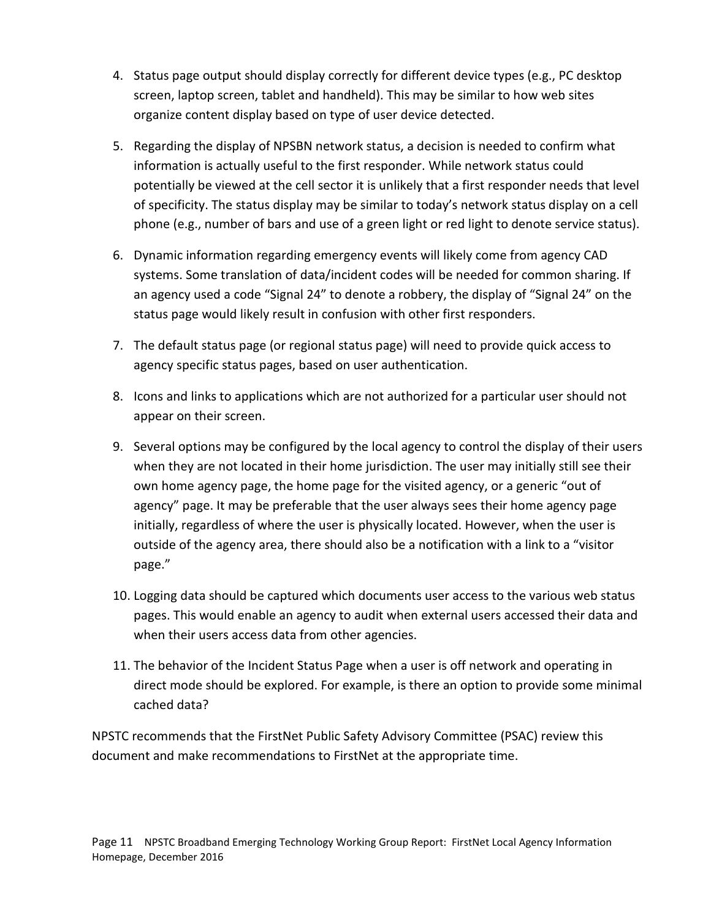4. Status page output should display correctly for different device types (e.g., PC desktop screen, laptop screen, tablet and handheld). This may be similar to how web sites organize content display based on type of user device detected.

5. Regarding the display of NPSBN network status, a decision is needed to confirm what information is actually useful to the first responder. While network status could potentially be viewed at the cell sector it is unlikely that a first responder needs that level of specificity. The status display may be similar to today's network status display on a cell phone (e.g., number of bars and use of a green light or red light to denote service status).

6. Dynamic information regarding emergency events will likely come from agency CAD systems. Some translation of data/incident codes will be needed for common sharing. If an agency used a code "Signal 24" to denote a robbery, the display of "Signal 24" on the status page would likely result in confusion with other first responders.

7. The default status page (or regional status page) will need to provide quick access to agency specific status pages, based on user authentication.

8. Icons and links to applications which are not authorized for a particular user should not appear on their screen.

9. Several options may be configured by the local agency to control the display of their users when they are not located in their home jurisdiction. The user may initially still see their own home agency page, the home page for the visited agency, or a generic "out of agency" page. It may be preferable that the user always sees their home agency page initially, regardless of where the user is physically located. However, when the user is outside of the agency area, there should also be a notification with a link to a "visitor page."

10. Logging data should be captured which documents user access to the various web status pages. This would enable an agency to audit when external users accessed their data and when their users access data from other agencies.

11. The behavior of the Incident Status Page when a user is off network and operating in direct mode should be explored. For example, is there an option to provide some minimal cached data?

NPSTC recommends that the FirstNet Public Safety Advisory Committee (PSAC) review this document and make recommendations to FirstNet at the appropriate time.